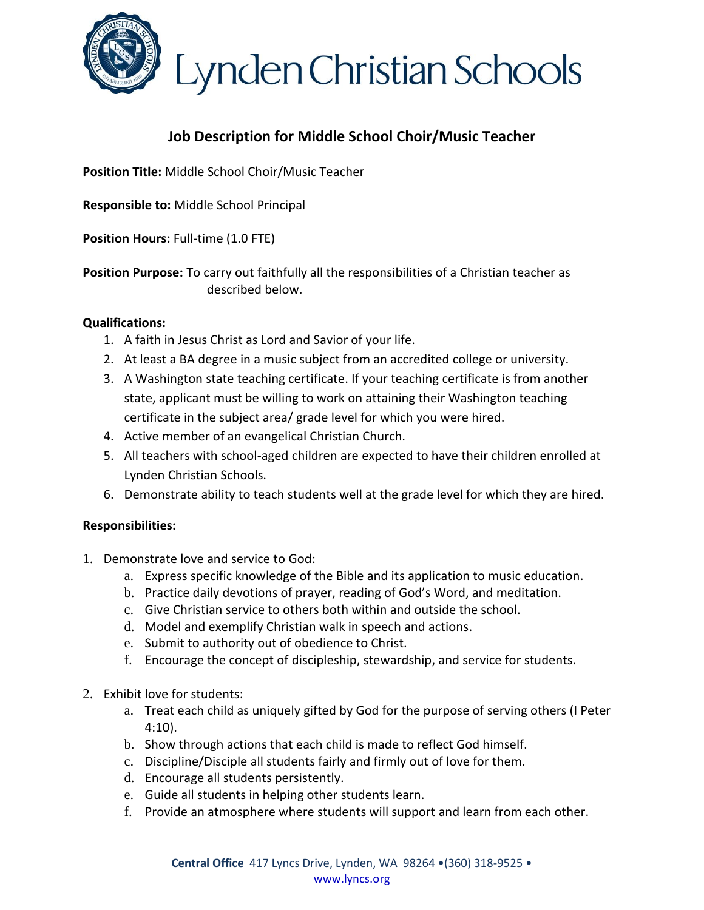# Lynden Christian Schools

## Job Description for Middle School Choir/Music Teacher

**Position Title:** Middle School Choir/Music Teacher

**Responsible to:** Middle School Principal

**Position Hours:** Full-time (1.0 FTE)

**Position Purpose:** To carry out faithfully all the responsibilities of a Christian teacher as described below.

**Qualifications:**

1. A faith in Jesus Christ as Lord and Savior of your life.
2. At least a BA degree in a music subject from an accredited college or university.
3. A Washington state teaching certificate. If your teaching certificate is from another state, applicant must be willing to work on attaining their Washington teaching certificate in the subject area/ grade level for which you were hired.
4. Active member of an evangelical Christian Church.
5. All teachers with school-aged children are expected to have their children enrolled at Lynden Christian Schools.
6. Demonstrate ability to teach students well at the grade level for which they are hired.

**Responsibilities:**

1. Demonstrate love and service to God:
   a. Express specific knowledge of the Bible and its application to music education.
   b. Practice daily devotions of prayer, reading of God's Word, and meditation.
   c. Give Christian service to others both within and outside the school.
   d. Model and exemplify Christian walk in speech and actions.
   e. Submit to authority out of obedience to Christ.
   f. Encourage the concept of discipleship, stewardship, and service for students.

2. Exhibit love for students:
   a. Treat each child as uniquely gifted by God for the purpose of serving others (I Peter 4:10).
   b. Show through actions that each child is made to reflect God himself.
   c. Discipline/Disciple all students fairly and firmly out of love for them.
   d. Encourage all students persistently.
   e. Guide all students in helping other students learn.
   f. Provide an atmosphere where students will support and learn from each other.

**Central Office** 417 Lyncs Drive, Lynden, WA 98264 •(360) 318-9525 • www.lyncs.org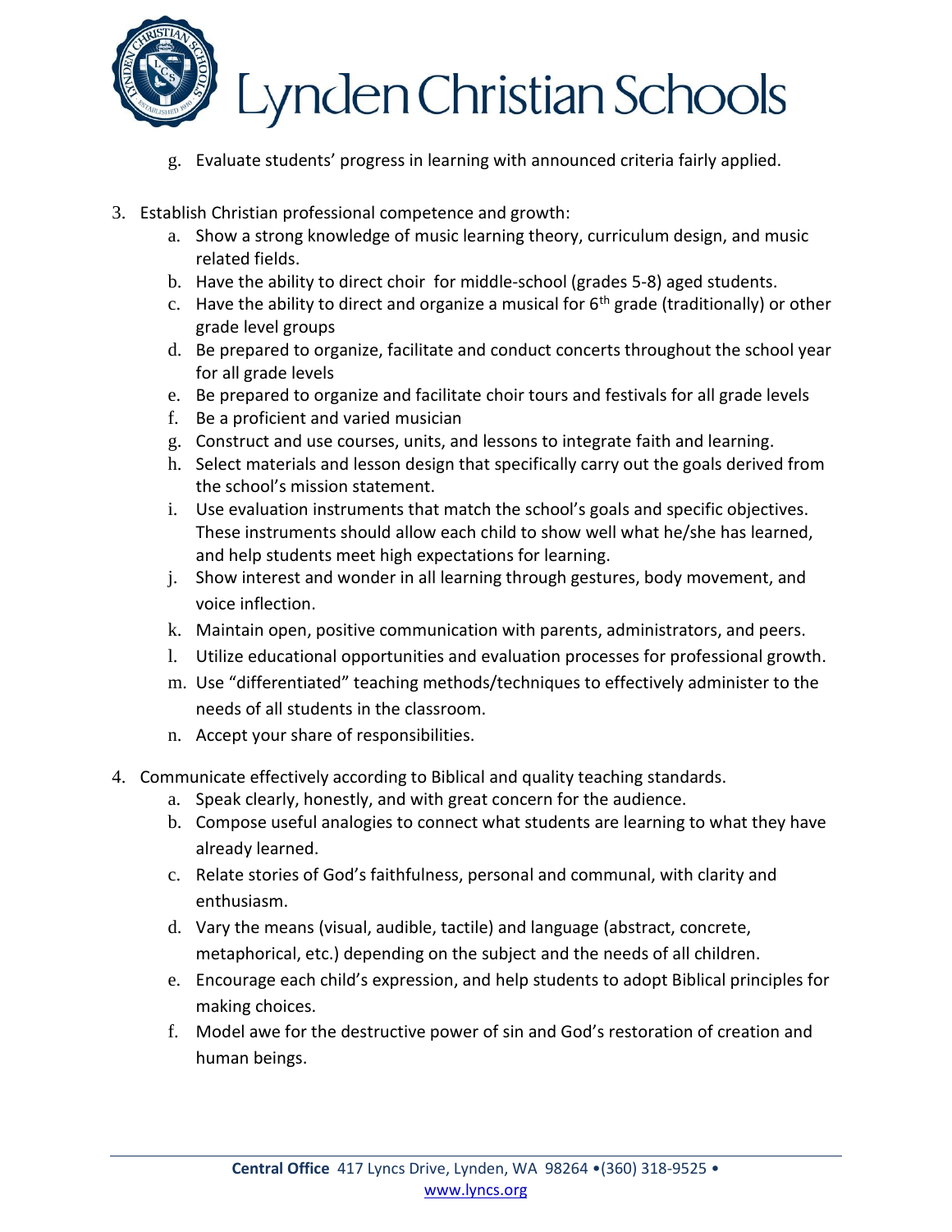g. Evaluate students' progress in learning with announced criteria fairly applied.

3. Establish Christian professional competence and growth:
   a. Show a strong knowledge of music learning theory, curriculum design, and music related fields.
   b. Have the ability to direct choir for middle-school (grades 5-8) aged students.
   c. Have the ability to direct and organize a musical for 6th grade (traditionally) or other grade level groups
   d. Be prepared to organize, facilitate and conduct concerts throughout the school year for all grade levels
   e. Be prepared to organize and facilitate choir tours and festivals for all grade levels
   f. Be a proficient and varied musician
   g. Construct and use courses, units, and lessons to integrate faith and learning.
   h. Select materials and lesson design that specifically carry out the goals derived from the school's mission statement.
   i. Use evaluation instruments that match the school's goals and specific objectives. These instruments should allow each child to show well what he/she has learned, and help students meet high expectations for learning.
   j. Show interest and wonder in all learning through gestures, body movement, and voice inflection.
   k. Maintain open, positive communication with parents, administrators, and peers.
   l. Utilize educational opportunities and evaluation processes for professional growth.
   m. Use "differentiated" teaching methods/techniques to effectively administer to the needs of all students in the classroom.
   n. Accept your share of responsibilities.

4. Communicate effectively according to Biblical and quality teaching standards.
   a. Speak clearly, honestly, and with great concern for the audience.
   b. Compose useful analogies to connect what students are learning to what they have already learned.
   c. Relate stories of God's faithfulness, personal and communal, with clarity and enthusiasm.
   d. Vary the means (visual, audible, tactile) and language (abstract, concrete, metaphorical, etc.) depending on the subject and the needs of all children.
   e. Encourage each child's expression, and help students to adopt Biblical principles for making choices.
   f. Model awe for the destructive power of sin and God's restoration of creation and human beings.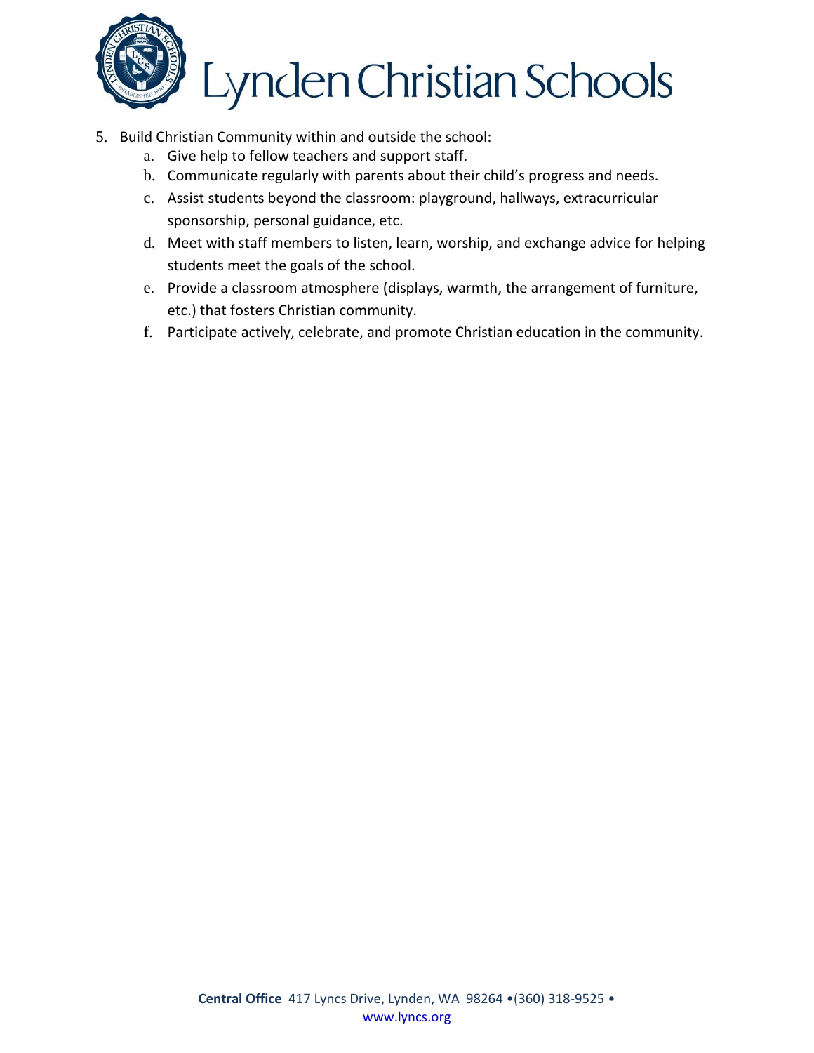5. Build Christian Community within and outside the school:
    a. Give help to fellow teachers and support staff.
    b. Communicate regularly with parents about their child's progress and needs.
    c. Assist students beyond the classroom: playground, hallways, extracurricular sponsorship, personal guidance, etc.
    d. Meet with staff members to listen, learn, worship, and exchange advice for helping students meet the goals of the school.
    e. Provide a classroom atmosphere (displays, warmth, the arrangement of furniture, etc.) that fosters Christian community.
    f. Participate actively, celebrate, and promote Christian education in the community.